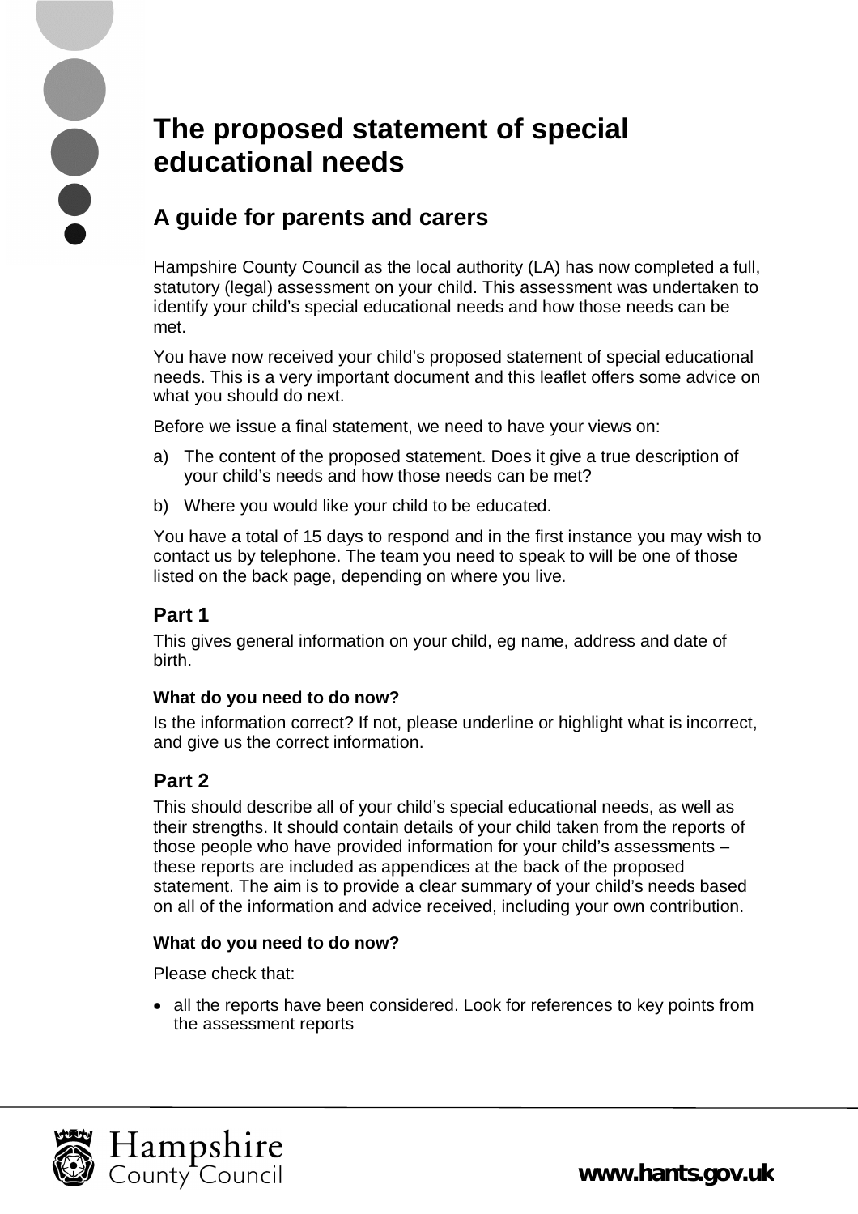# The proposed statement of special educational needs

## A guide for parents and carers

Hampshire County Council as the local authority (LA) has now completed a full, statutory (legal) assessment on your child. This assessment was undertaken to identify your child's special educational needs and how those needs can be met.

You have now received your child's proposed statement of special educational needs. This is a very important document and this leaflet offers some advice on what you should do next.

Before we issue a final statement, we need to have your views on:

a) The content of the proposed statement. Does it give a true description of your child's needs and how those needs can be met?

b) Where you would like your child to be educated.

You have a total of 15 days to respond and in the first instance you may wish to contact us by telephone. The team you need to speak to will be one of those listed on the back page, depending on where you live.

### Part 1

This gives general information on your child, eg name, address and date of birth.

#### What do you need to do now?

Is the information correct? If not, please underline or highlight what is incorrect, and give us the correct information.

### Part 2

This should describe all of your child's special educational needs, as well as their strengths. It should contain details of your child taken from the reports of those people who have provided information for your child's assessments – these reports are included as appendices at the back of the proposed statement. The aim is to provide a clear summary of your child's needs based on all of the information and advice received, including your own contribution.

#### What do you need to do now?

Please check that:

- all the reports have been considered. Look for references to key points from the assessment reports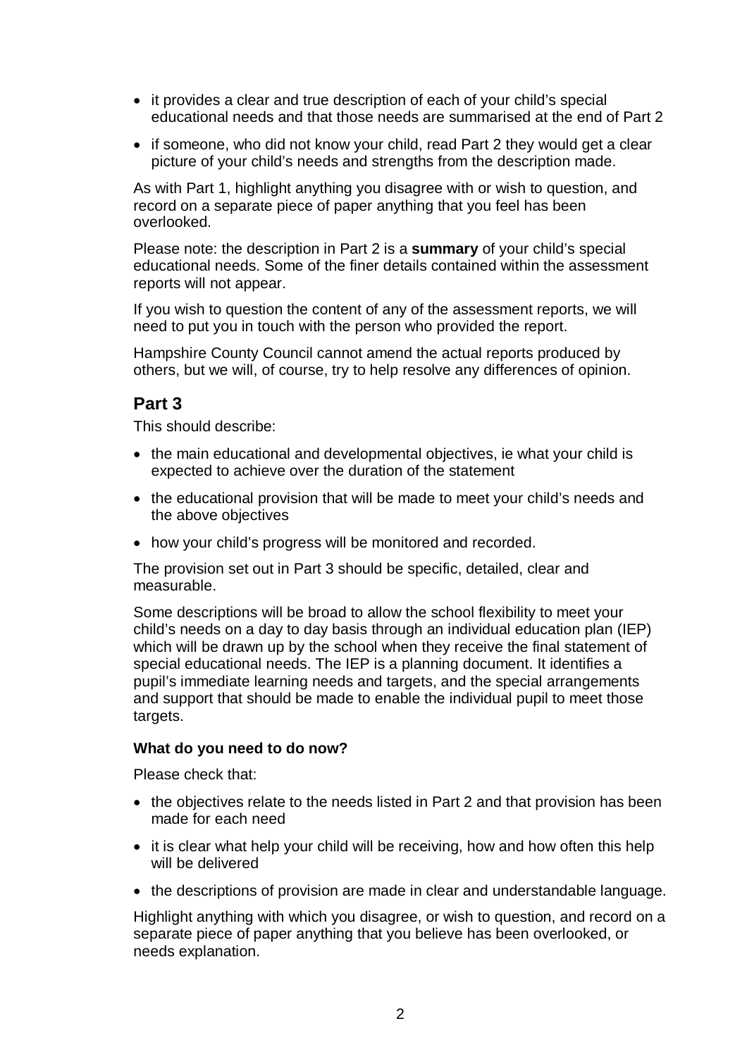- it provides a clear and true description of each of your child's special educational needs and that those needs are summarised at the end of Part 2
- if someone, who did not know your child, read Part 2 they would get a clear picture of your child's needs and strengths from the description made.

As with Part 1, highlight anything you disagree with or wish to question, and record on a separate piece of paper anything that you feel has been overlooked.

Please note: the description in Part 2 is a **summary** of your child's special educational needs. Some of the finer details contained within the assessment reports will not appear.

If you wish to question the content of any of the assessment reports, we will need to put you in touch with the person who provided the report.

Hampshire County Council cannot amend the actual reports produced by others, but we will, of course, try to help resolve any differences of opinion.

## Part 3

This should describe:

- the main educational and developmental objectives, ie what your child is expected to achieve over the duration of the statement
- the educational provision that will be made to meet your child's needs and the above objectives
- how your child's progress will be monitored and recorded.

The provision set out in Part 3 should be specific, detailed, clear and measurable.

Some descriptions will be broad to allow the school flexibility to meet your child's needs on a day to day basis through an individual education plan (IEP) which will be drawn up by the school when they receive the final statement of special educational needs. The IEP is a planning document. It identifies a pupil's immediate learning needs and targets, and the special arrangements and support that should be made to enable the individual pupil to meet those targets.

### What do you need to do now?

Please check that:

- the objectives relate to the needs listed in Part 2 and that provision has been made for each need
- it is clear what help your child will be receiving, how and how often this help will be delivered
- the descriptions of provision are made in clear and understandable language.

Highlight anything with which you disagree, or wish to question, and record on a separate piece of paper anything that you believe has been overlooked, or needs explanation.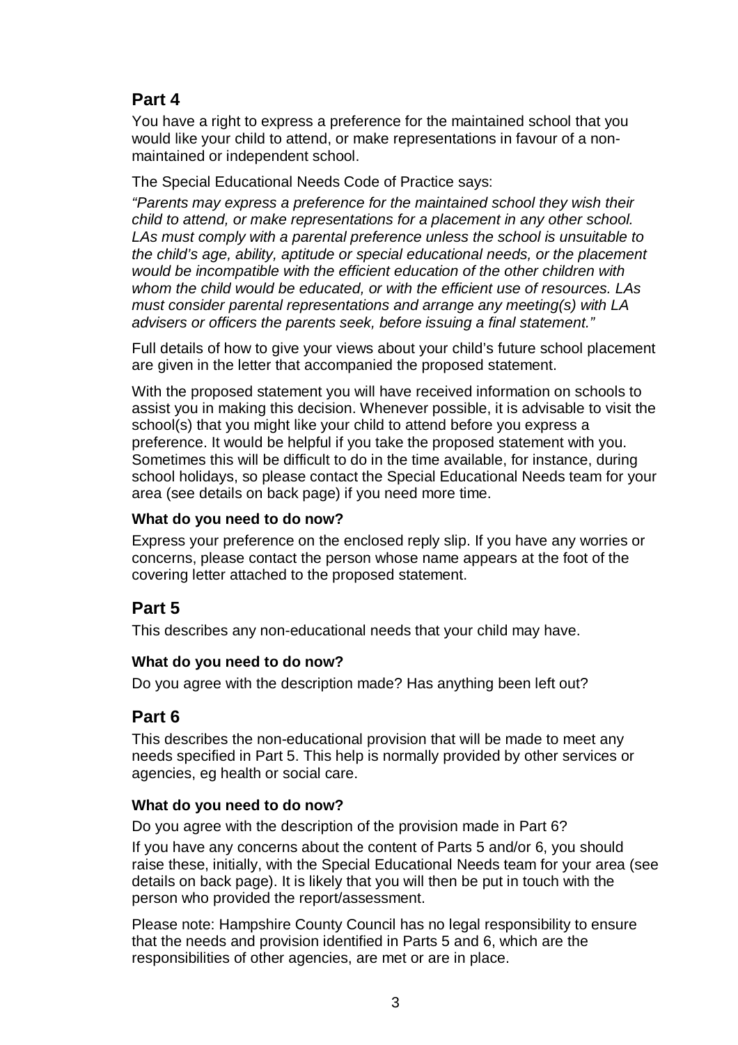## Part 4

You have a right to express a preference for the maintained school that you would like your child to attend, or make representations in favour of a non-maintained or independent school.

The Special Educational Needs Code of Practice says:

*"Parents may express a preference for the maintained school they wish their child to attend, or make representations for a placement in any other school. LAs must comply with a parental preference unless the school is unsuitable to the child's age, ability, aptitude or special educational needs, or the placement would be incompatible with the efficient education of the other children with whom the child would be educated, or with the efficient use of resources. LAs must consider parental representations and arrange any meeting(s) with LA advisers or officers the parents seek, before issuing a final statement."*

Full details of how to give your views about your child's future school placement are given in the letter that accompanied the proposed statement.

With the proposed statement you will have received information on schools to assist you in making this decision. Whenever possible, it is advisable to visit the school(s) that you might like your child to attend before you express a preference. It would be helpful if you take the proposed statement with you. Sometimes this will be difficult to do in the time available, for instance, during school holidays, so please contact the Special Educational Needs team for your area (see details on back page) if you need more time.

**What do you need to do now?**

Express your preference on the enclosed reply slip. If you have any worries or concerns, please contact the person whose name appears at the foot of the covering letter attached to the proposed statement.

## Part 5

This describes any non-educational needs that your child may have.

**What do you need to do now?**

Do you agree with the description made? Has anything been left out?

## Part 6

This describes the non-educational provision that will be made to meet any needs specified in Part 5. This help is normally provided by other services or agencies, eg health or social care.

**What do you need to do now?**

Do you agree with the description of the provision made in Part 6?

If you have any concerns about the content of Parts 5 and/or 6, you should raise these, initially, with the Special Educational Needs team for your area (see details on back page). It is likely that you will then be put in touch with the person who provided the report/assessment.

Please note: Hampshire County Council has no legal responsibility to ensure that the needs and provision identified in Parts 5 and 6, which are the responsibilities of other agencies, are met or are in place.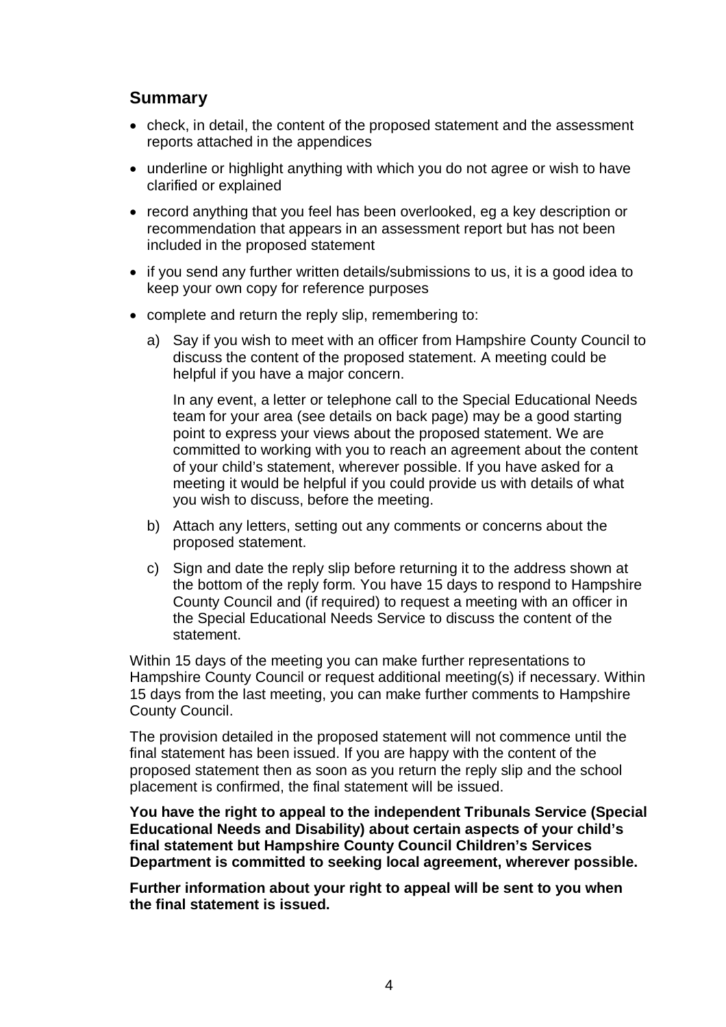## Summary

- check, in detail, the content of the proposed statement and the assessment reports attached in the appendices
- underline or highlight anything with which you do not agree or wish to have clarified or explained
- record anything that you feel has been overlooked, eg a key description or recommendation that appears in an assessment report but has not been included in the proposed statement
- if you send any further written details/submissions to us, it is a good idea to keep your own copy for reference purposes
- complete and return the reply slip, remembering to:

  a) Say if you wish to meet with an officer from Hampshire County Council to discuss the content of the proposed statement. A meeting could be helpful if you have a major concern.

     In any event, a letter or telephone call to the Special Educational Needs team for your area (see details on back page) may be a good starting point to express your views about the proposed statement. We are committed to working with you to reach an agreement about the content of your child's statement, wherever possible. If you have asked for a meeting it would be helpful if you could provide us with details of what you wish to discuss, before the meeting.

  b) Attach any letters, setting out any comments or concerns about the proposed statement.

  c) Sign and date the reply slip before returning it to the address shown at the bottom of the reply form. You have 15 days to respond to Hampshire County Council and (if required) to request a meeting with an officer in the Special Educational Needs Service to discuss the content of the statement.

Within 15 days of the meeting you can make further representations to Hampshire County Council or request additional meeting(s) if necessary. Within 15 days from the last meeting, you can make further comments to Hampshire County Council.

The provision detailed in the proposed statement will not commence until the final statement has been issued. If you are happy with the content of the proposed statement then as soon as you return the reply slip and the school placement is confirmed, the final statement will be issued.

**You have the right to appeal to the independent Tribunals Service (Special Educational Needs and Disability) about certain aspects of your child's final statement but Hampshire County Council Children's Services Department is committed to seeking local agreement, wherever possible.**

**Further information about your right to appeal will be sent to you when the final statement is issued.**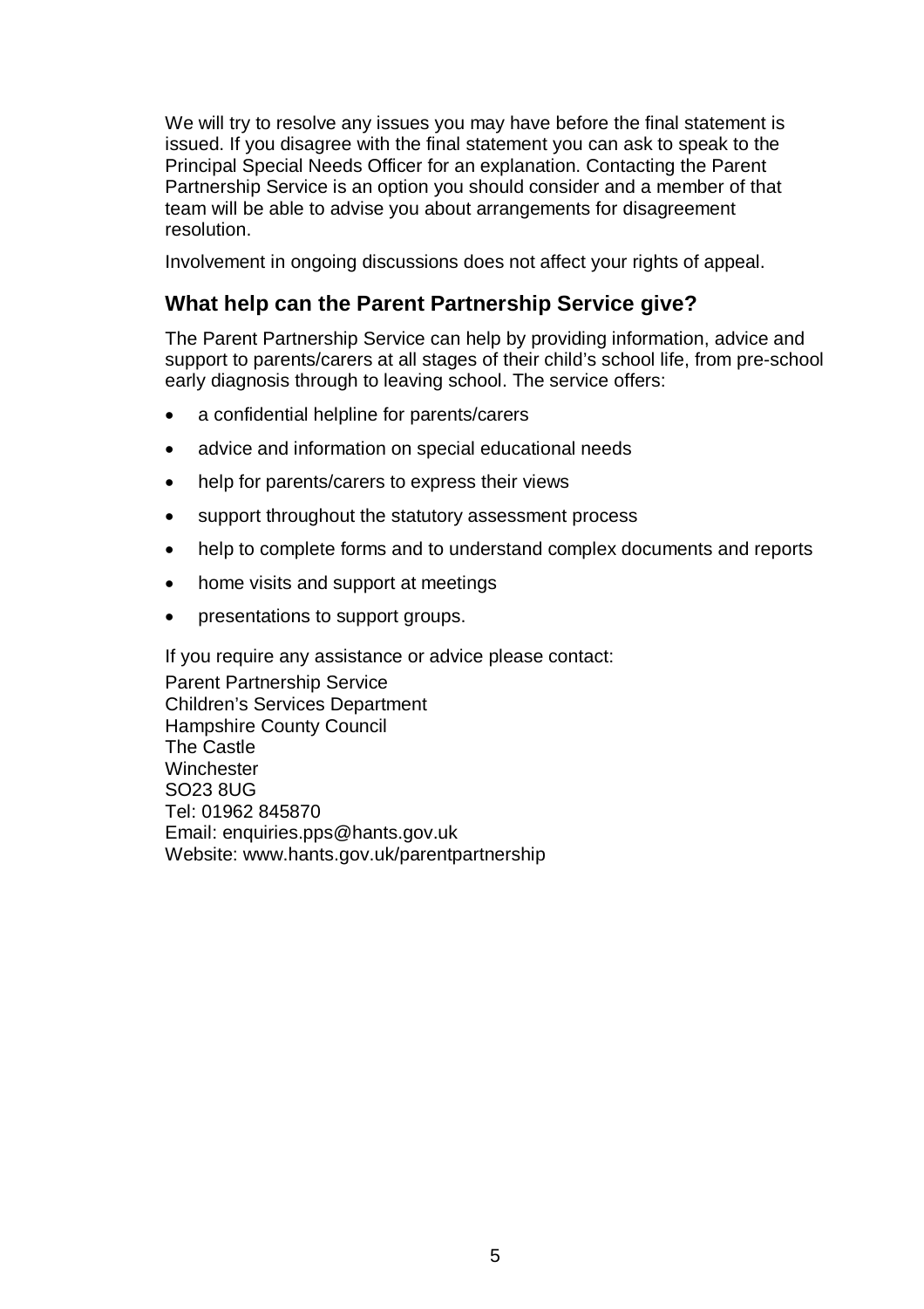We will try to resolve any issues you may have before the final statement is issued. If you disagree with the final statement you can ask to speak to the Principal Special Needs Officer for an explanation. Contacting the Parent Partnership Service is an option you should consider and a member of that team will be able to advise you about arrangements for disagreement resolution.

Involvement in ongoing discussions does not affect your rights of appeal.

## What help can the Parent Partnership Service give?

The Parent Partnership Service can help by providing information, advice and support to parents/carers at all stages of their child's school life, from pre-school early diagnosis through to leaving school. The service offers:

- a confidential helpline for parents/carers
- advice and information on special educational needs
- help for parents/carers to express their views
- support throughout the statutory assessment process
- help to complete forms and to understand complex documents and reports
- home visits and support at meetings
- presentations to support groups.

If you require any assistance or advice please contact:

Parent Partnership Service
Children's Services Department
Hampshire County Council
The Castle
Winchester
SO23 8UG
Tel: 01962 845870
Email: enquiries.pps@hants.gov.uk
Website: www.hants.gov.uk/parentpartnership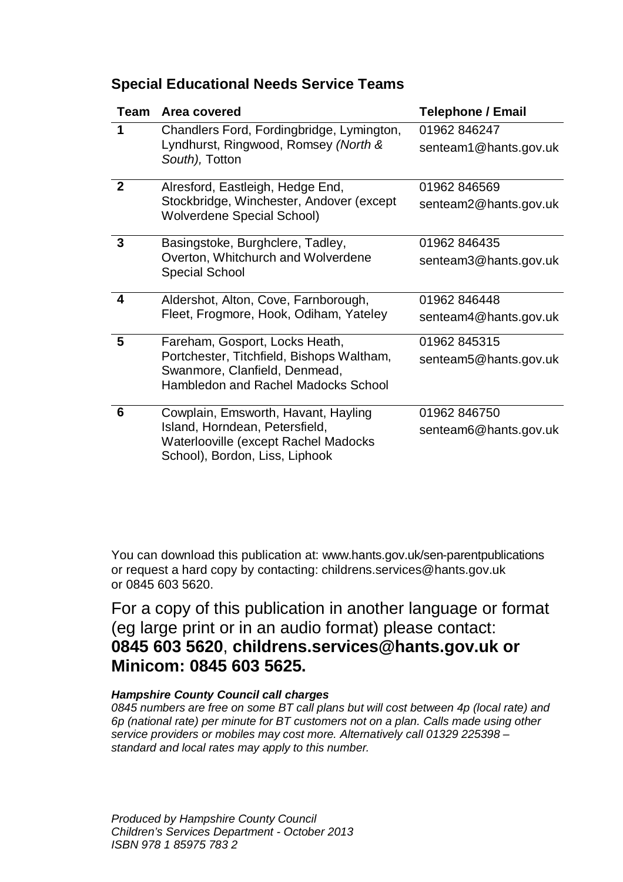## Special Educational Needs Service Teams

| Team | Area covered | Telephone / Email |
|---|---|---|
| 1 | Chandlers Ford, Fordingbridge, Lymington, Lyndhurst, Ringwood, Romsey *(North & South),* Totton | 01962 846247 senteam1@hants.gov.uk |
| 2 | Alresford, Eastleigh, Hedge End, Stockbridge, Winchester, Andover (except Wolverdene Special School) | 01962 846569 senteam2@hants.gov.uk |
| 3 | Basingstoke, Burghclere, Tadley, Overton, Whitchurch and Wolverdene Special School | 01962 846435 senteam3@hants.gov.uk |
| 4 | Aldershot, Alton, Cove, Farnborough, Fleet, Frogmore, Hook, Odiham, Yateley | 01962 846448 senteam4@hants.gov.uk |
| 5 | Fareham, Gosport, Locks Heath, Portchester, Titchfield, Bishops Waltham, Swanmore, Clanfield, Denmead, Hambledon and Rachel Madocks School | 01962 845315 senteam5@hants.gov.uk |
| 6 | Cowplain, Emsworth, Havant, Hayling Island, Horndean, Petersfield, Waterlooville (except Rachel Madocks School), Bordon, Liss, Liphook | 01962 846750 senteam6@hants.gov.uk |

You can download this publication at: www.hants.gov.uk/sen-parentpublications or request a hard copy by contacting: childrens.services@hants.gov.uk or 0845 603 5620.

For a copy of this publication in another language or format (eg large print or in an audio format) please contact: **0845 603 5620**, **childrens.services@hants.gov.uk or Minicom: 0845 603 5625.**

***Hampshire County Council call charges***

*0845 numbers are free on some BT call plans but will cost between 4p (local rate) and 6p (national rate) per minute for BT customers not on a plan. Calls made using other service providers or mobiles may cost more. Alternatively call 01329 225398 – standard and local rates may apply to this number.*

*Produced by Hampshire County Council*
*Children's Services Department - October 2013*
*ISBN 978 1 85975 783 2*